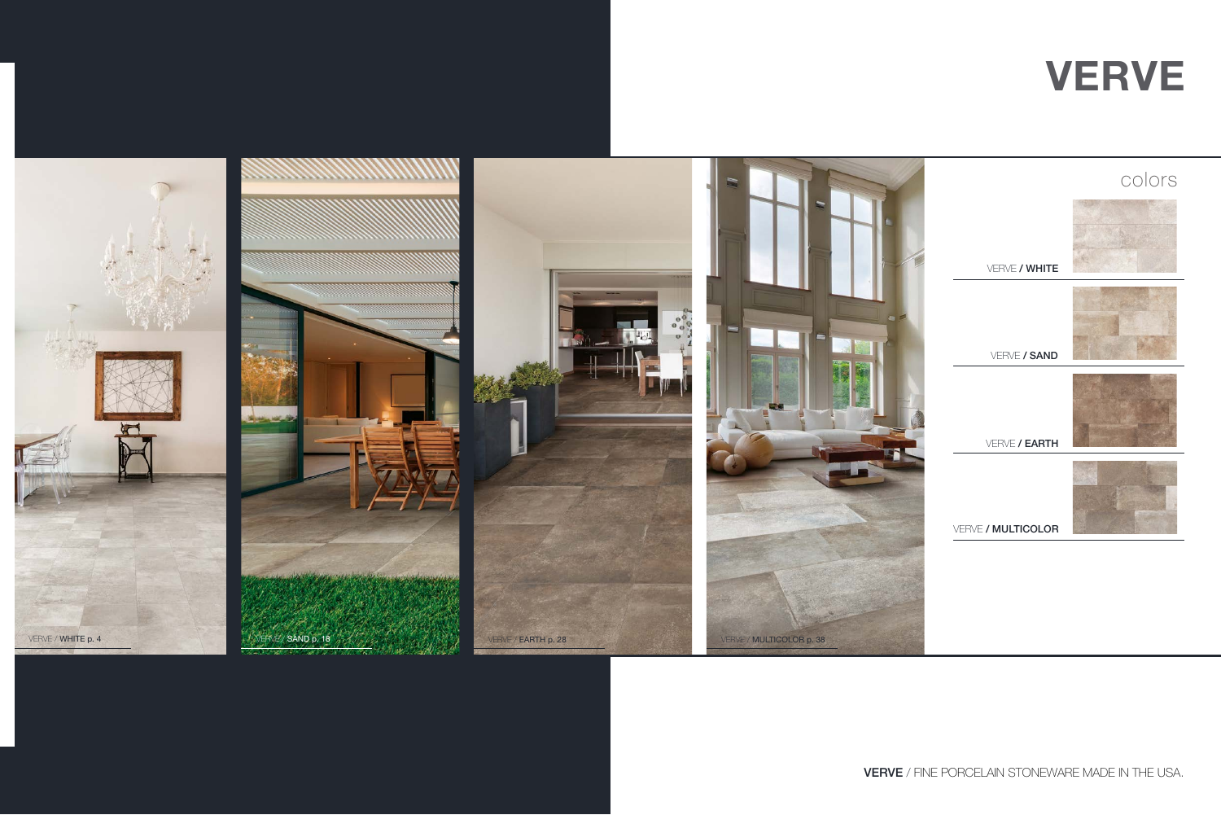# VERVE

VERVE / WHITE p. 4

VERVE / SAND p. 18

VERVE / EARTH p. 28

VERVE / MULTICOLOR p. 38

## colors

VERVE / **WHITE**

VERVE / **SAND**

VERVE / **EARTH**

VERVE / **MULTICOLOR**

**VERVE** / FINE PORCELAIN STONEWARE MADE IN THE USA.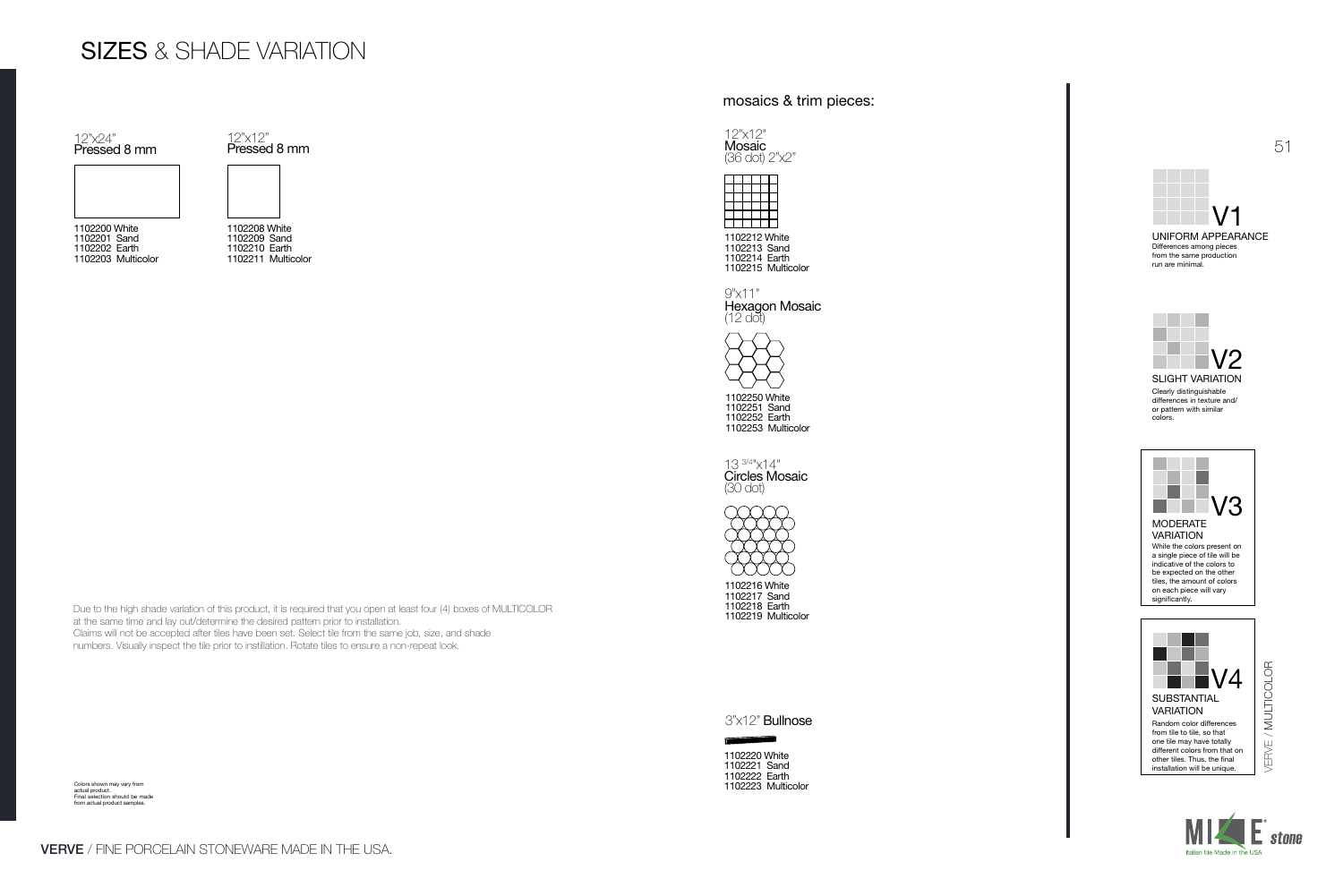# SIZES & SHADE VARIATION

12"x24"
**Pressed 8 mm**

1102200 White
1102201 Sand
1102202 Earth
1102203 Multicolor

12"x12"
**Pressed 8 mm**

1102208 White
1102209 Sand
1102210 Earth
1102211 Multicolor

Due to the high shade variation of this product, it is required that you open at least four (4) boxes of MULTICOLOR at the same time and lay out/determine the desired pattern prior to installation.
Claims will not be accepted after tiles have been set. Select tile from the same job, size, and shade numbers. Visually inspect the tile prior to instillation. Rotate tiles to ensure a non-repeat look.

Colors shown may vary from actual product.
Final selection should be made from actual product samples.

## mosaics & trim pieces:

12"x12"
**Mosaic**
(36 dot) 2"x2"

1102212 White
1102213 Sand
1102214 Earth
1102215 Multicolor

9"x11"
**Hexagon Mosaic**
(12 dot)

1102250 White
1102251 Sand
1102252 Earth
1102253 Multicolor

13 3/4"x14"
**Circles Mosaic**
(30 dot)

1102216 White
1102217 Sand
1102218 Earth
1102219 Multicolor

3"x12" **Bullnose**

1102220 White
1102221 Sand
1102222 Earth
1102223 Multicolor

**V1**
UNIFORM APPEARANCE
Differences among pieces from the same production run are minimal.

**V2**
SLIGHT VARIATION
Clearly distinguishable differences in texture and/ or pattern with similar colors.

**V3**
MODERATE VARIATION
While the colors present on a single piece of tile will be indicative of the colors to be expected on the other tiles, the amount of colors on each piece will vary significantly.

**V4**
SUBSTANTIAL VARIATION
Random color differences from tile to tile, so that one tile may have totally different colors from that on other tiles. Thus, the final installation will be unique.

VERVE / MULTICOLOR

MILE stone
Italian tile Made in the USA

**VERVE** / FINE PORCELAIN STONEWARE MADE IN THE USA.